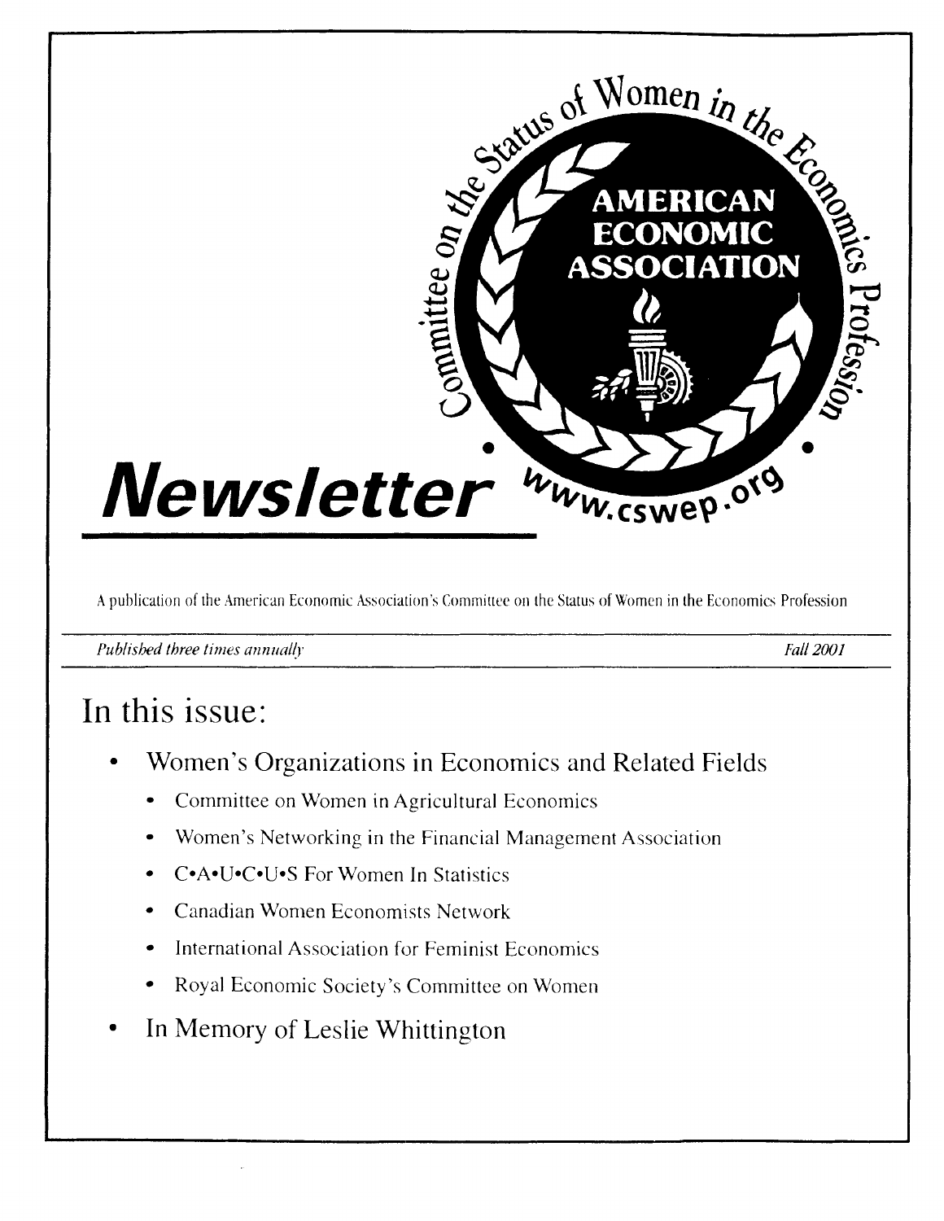# Newsletter

Committee on the Status of Women in the Economics Profession

AMERICAN ECONOMIC ASSOCIATION

www.cswep.org

A publication of the American Economic Association's Committee on the Status of Women in the Economics Profession

*Published three times annually* — *Fall 2001*

## In this issue:

- Women's Organizations in Economics and Related Fields
  - Committee on Women in Agricultural Economics
  - Women's Networking in the Financial Management Association
  - C•A•U•C•U•S For Women In Statistics
  - Canadian Women Economists Network
  - International Association for Feminist Economics
  - Royal Economic Society's Committee on Women
- In Memory of Leslie Whittington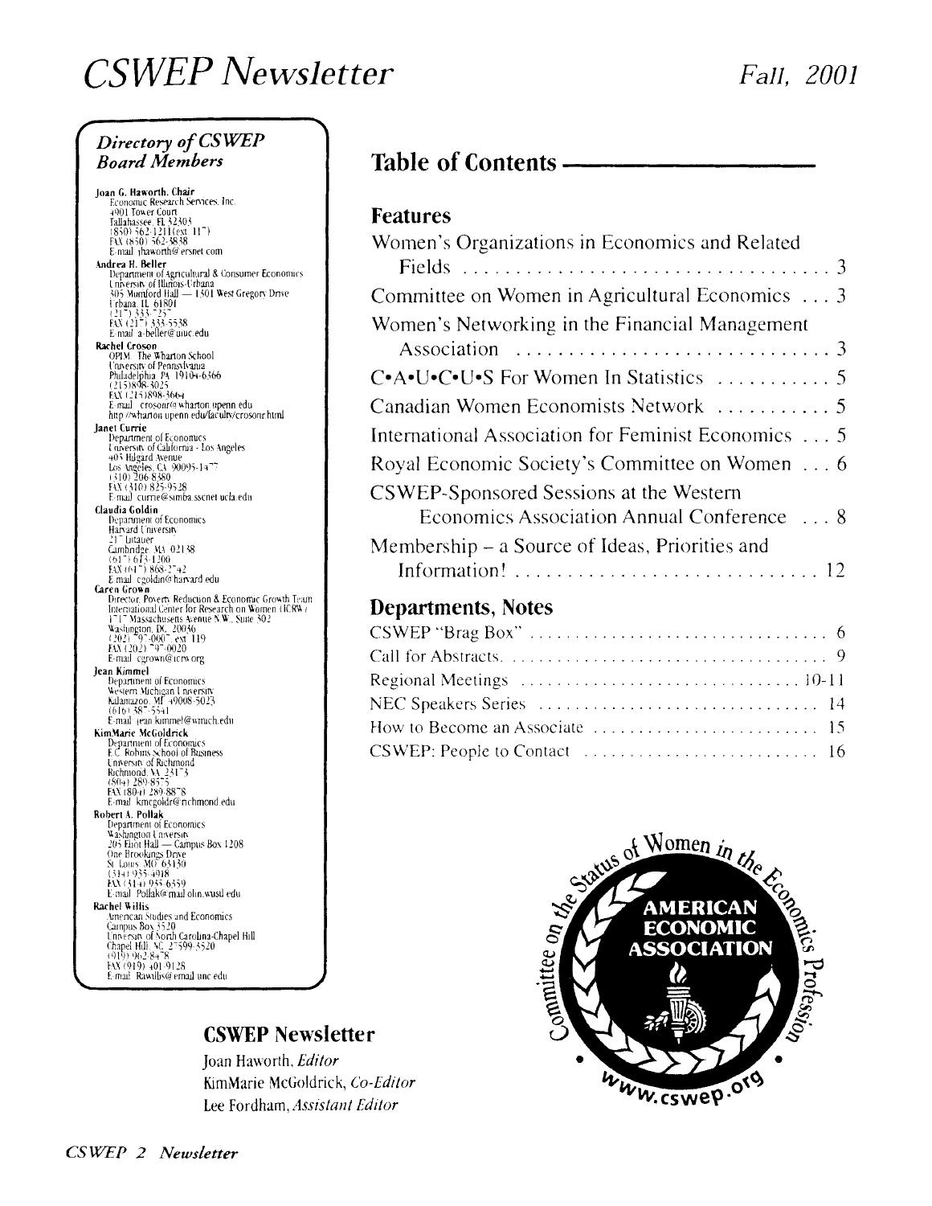# CSWEP Newsletter

*Fall, 2001*

## Directory of CSWEP Board Members

**Joan G. Haworth, Chair**
Economic Research Services, Inc.
4901 Tower Court
Tallahassee, FL 32303
(850) 562-1211 (ext. 117)
FAX (850) 562-3838
E-mail: jhaworth@ersnet.com

**Andrea H. Beller**
Department of Agricultural & Consumer Economics
University of Illinois-Urbana
305 Mumford Hall — 1301 West Gregory Drive
Urbana, IL 61801
(217) 333-7257
FAX (217) 333-5538
E-mail: a-beller@uiuc.edu

**Rachel Croson**
OPIM, The Wharton School
University of Pennsylvania
Philadelphia, PA 19104-6366
(215)898-3025
FAX (215)898-3664
E-mail: crosonr@wharton.upenn.edu
http://wharton.upenn.edu/faculty/crosonr.html

**Janet Currie**
Department of Economics
University of California - Los Angeles
405 Hilgard Avenue
Los Angeles, CA 90095-1477
(310) 206-8380
FAX (310) 825-9528
E-mail: currie@simba.sscnet.ucla.edu

**Claudia Goldin**
Department of Economics
Harvard University
217 Littauer
Cambridge, MA 02138
(617) 613-1200
FAX (617) 868-2742
E-mail: cgoldin@harvard.edu

**Caren Grown**
Director, Poverty Reduction & Economic Growth Team
International Center for Research on Women (ICRW)
1717 Massachusetts Avenue N.W., Suite 302
Washington, DC 20036
(202) 797-0007, ext. 119
FAX (202) 797-0020
E-mail: cgrown@icrw.org

**Jean Kimmel**
Department of Economics
Western Michigan University
Kalamazoo, MI 49008-5023
(616) 387-5541
E-mail: jean.kimmel@wmich.edu

**KimMarie McGoldrick**
Department of Economics
E.C. Robins School of Business
University of Richmond
Richmond, VA 23173
(804) 289-8575
FAX (804) 289-8878
E-mail: kmcgoldr@richmond.edu

**Robert A. Pollak**
Department of Economics
Washington University
205 Eliot Hall — Campus Box 1208
One Brookings Drive
St. Louis, MO 63130
(314) 935-4918
FAX (314) 935-6359
E-mail: Pollak@mail.olin.wustl.edu

**Rachel Willis**
American Studies and Economics
Campus Box 3520
University of North Carolina-Chapel Hill
Chapel Hill, NC 27599-3520
(919) 962-8478
FAX (919) 401-9128
E-mail: Rawillis@email.unc.edu

## Table of Contents

### Features

Women's Organizations in Economics and Related Fields ... 3

Committee on Women in Agricultural Economics ... 3

Women's Networking in the Financial Management Association ... 3

C•A•U•C•U•S For Women In Statistics ... 5

Canadian Women Economists Network ... 5

International Association for Feminist Economics ... 5

Royal Economic Society's Committee on Women ... 6

CSWEP-Sponsored Sessions at the Western Economics Association Annual Conference ... 8

Membership – a Source of Ideas, Priorities and Information! ... 12

### Departments, Notes

CSWEP "Brag Box" ... 6

Call for Abstracts ... 9

Regional Meetings ... 10-11

NEC Speakers Series ... 14

How to Become an Associate ... 15

CSWEP: People to Contact ... 16

Committee on the Status of Women in the Economics Profession — American Economic Association — www.cswep.org

## CSWEP Newsletter

Joan Haworth, *Editor*
KimMarie McGoldrick, *Co-Editor*
Lee Fordham, *Assistant Editor*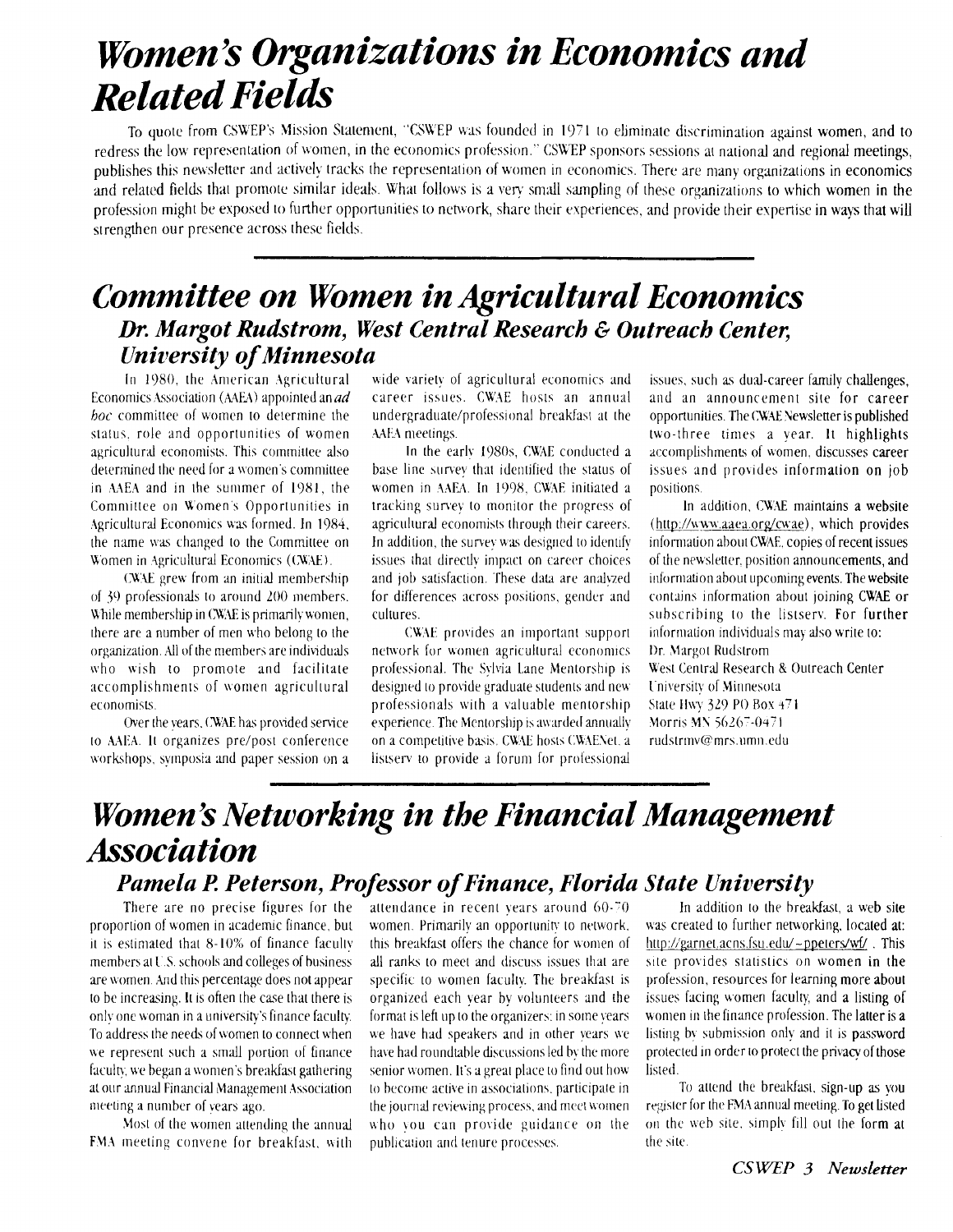# Women's Organizations in Economics and Related Fields

To quote from CSWEP's Mission Statement, "CSWEP was founded in 1971 to eliminate discrimination against women, and to redress the low representation of women, in the economics profession." CSWEP sponsors sessions at national and regional meetings, publishes this newsletter and actively tracks the representation of women in economics. There are many organizations in economics and related fields that promote similar ideals. What follows is a very small sampling of these organizations to which women in the profession might be exposed to further opportunities to network, share their experiences, and provide their expertise in ways that will strengthen our presence across these fields.

## Committee on Women in Agricultural Economics

### Dr. Margot Rudstrom, West Central Research & Outreach Center, University of Minnesota

In 1980, the American Agricultural Economics Association (AAEA) appointed an *ad hoc* committee of women to determine the status, role and opportunities of women agricultural economists. This committee also determined the need for a women's committee in AAEA and in the summer of 1981, the Committee on Women's Opportunities in Agricultural Economics was formed. In 1984, the name was changed to the Committee on Women in Agricultural Economics (CWAE).

CWAE grew from an initial membership of 39 professionals to around 200 members. While membership in CWAE is primarily women, there are a number of men who belong to the organization. All of the members are individuals who wish to promote and facilitate accomplishments of women agricultural economists.

Over the years, CWAE has provided service to AAEA. It organizes pre/post conference workshops, symposia and paper session on a wide variety of agricultural economics and career issues. CWAE hosts an annual undergraduate/professional breakfast at the AAEA meetings.

In the early 1980s, CWAE conducted a base line survey that identified the status of women in AAEA. In 1998, CWAE initiated a tracking survey to monitor the progress of agricultural economists through their careers. In addition, the survey was designed to identify issues that directly impact on career choices and job satisfaction. These data are analyzed for differences across positions, gender and cultures.

CWAE provides an important support network for women agricultural economics professional. The Sylvia Lane Mentorship is designed to provide graduate students and new professionals with a valuable mentorship experience. The Mentorship is awarded annually on a competitive basis. CWAE hosts CWAENet, a listserv to provide a forum for professional issues, such as dual-career family challenges, and an announcement site for career opportunities. The CWAE Newsletter is published two-three times a year. It highlights accomplishments of women, discusses career issues and provides information on job positions.

In addition, CWAE maintains a website (http://www.aaea.org/cwae), which provides information about CWAE, copies of recent issues of the newsletter, position announcements, and information about upcoming events. The website contains information about joining CWAE or subscribing to the listserv. For further information individuals may also write to:

Dr. Margot Rudstrom
West Central Research & Outreach Center
University of Minnesota
State Hwy 329 PO Box 471
Morris MN 56267-0471
rudstrmv@mrs.umn.edu

## Women's Networking in the Financial Management Association

### Pamela P. Peterson, Professor of Finance, Florida State University

There are no precise figures for the proportion of women in academic finance, but it is estimated that 8-10% of finance faculty members at U.S. schools and colleges of business are women. And this percentage does not appear to be increasing. It is often the case that there is only one woman in a university's finance faculty. To address the needs of women to connect when we represent such a small portion of finance faculty, we began a women's breakfast gathering at our annual Financial Management Association meeting a number of years ago.

Most of the women attending the annual FMA meeting convene for breakfast, with attendance in recent years around 60-70 women. Primarily an opportunity to network, this breakfast offers the chance for women of all ranks to meet and discuss issues that are specific to women faculty. The breakfast is organized each year by volunteers and the format is left up to the organizers: in some years we have had speakers and in other years we have had roundtable discussions led by the more senior women. It's a great place to find out how to become active in associations, participate in the journal reviewing process, and meet women who you can provide guidance on the publication and tenure processes.

In addition to the breakfast, a web site was created to further networking, located at: http://garnet.acns.fsu.edu/~ppeters/wf/ . This site provides statistics on women in the profession, resources for learning more about issues facing women faculty, and a listing of women in the finance profession. The latter is a listing by submission only and it is password protected in order to protect the privacy of those listed.

To attend the breakfast, sign-up as you register for the FMA annual meeting. To get listed on the web site, simply fill out the form at the site.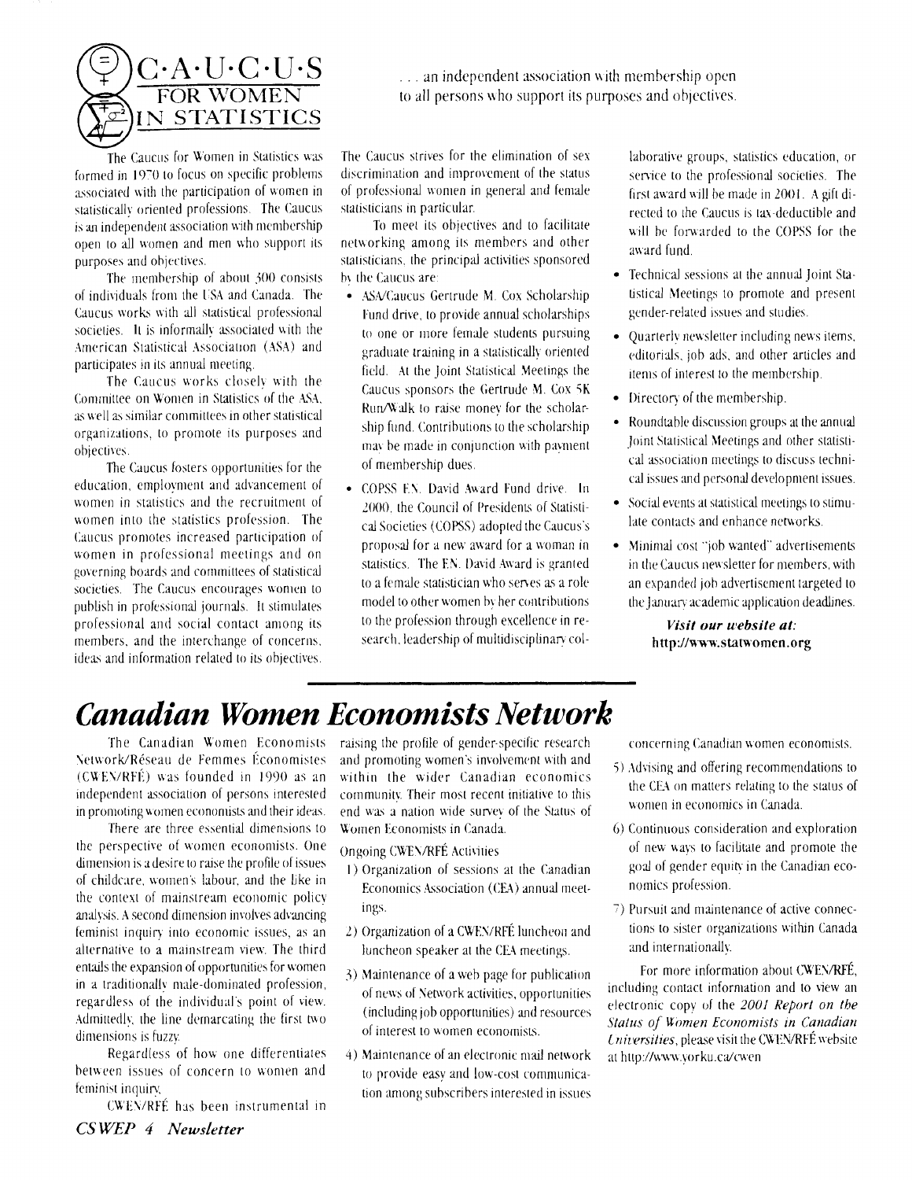# C·A·U·C·U·S FOR WOMEN IN STATISTICS

. . . an independent association with membership open to all persons who support its purposes and objectives.

The Caucus for Women in Statistics was formed in 1970 to focus on specific problems associated with the participation of women in statistically oriented professions. The Caucus is an independent association with membership open to all women and men who support its purposes and objectives.

The membership of about 300 consists of individuals from the USA and Canada. The Caucus works with all statistical professional societies. It is informally associated with the American Statistical Association (ASA) and participates in its annual meeting.

The Caucus works closely with the Committee on Women in Statistics of the ASA, as well as similar committees in other statistical organizations, to promote its purposes and objectives.

The Caucus fosters opportunities for the education, employment and advancement of women in statistics and the recruitment of women into the statistics profession. The Caucus promotes increased participation of women in professional meetings and on governing boards and committees of statistical societies. The Caucus encourages women to publish in professional journals. It stimulates professional and social contact among its members, and the interchange of concerns, ideas and information related to its objectives.

The Caucus strives for the elimination of sex discrimination and improvement of the status of professional women in general and female statisticians in particular.

To meet its objectives and to facilitate networking among its members and other statisticians, the principal activities sponsored by the Caucus are:

- ASA/Caucus Gertrude M. Cox Scholarship Fund drive, to provide annual scholarships to one or more female students pursuing graduate training in a statistically oriented field. At the Joint Statistical Meetings the Caucus sponsors the Gertrude M. Cox 5K Run/Walk to raise money for the scholarship fund. Contributions to the scholarship may be made in conjunction with payment of membership dues.
- COPSS F.N. David Award Fund drive. In 2000, the Council of Presidents of Statistical Societies (COPSS) adopted the Caucus's proposal for a new award for a woman in statistics. The F.N. David Award is granted to a female statistician who serves as a role model to other women by her contributions to the profession through excellence in research, leadership of multidisciplinary collaborative groups, statistics education, or service to the professional societies. The first award will be made in 2001. A gift directed to the Caucus is tax-deductible and will be forwarded to the COPSS for the award fund.
- Technical sessions at the annual Joint Statistical Meetings to promote and present gender-related issues and studies.
- Quarterly newsletter including news items, editorials, job ads, and other articles and items of interest to the membership.
- Directory of the membership.
- Roundtable discussion groups at the annual Joint Statistical Meetings and other statistical association meetings to discuss technical issues and personal development issues.
- Social events at statistical meetings to stimulate contacts and enhance networks.
- Minimal cost "job wanted" advertisements in the Caucus newsletter for members, with an expanded job advertisement targeted to the January academic application deadlines.

***Visit our website at:***
**http://www.statwomen.org**

# *Canadian Women Economists Network*

The Canadian Women Economists Network/Réseau de Femmes Économistes (CWEN/RFÉ) was founded in 1990 as an independent association of persons interested in promoting women economists and their ideas.

There are three essential dimensions to the perspective of women economists. One dimension is a desire to raise the profile of issues of childcare, women's labour, and the like in the context of mainstream economic policy analysis. A second dimension involves advancing feminist inquiry into economic issues, as an alternative to a mainstream view. The third entails the expansion of opportunities for women in a traditionally male-dominated profession, regardless of the individual's point of view. Admittedly, the line demarcating the first two dimensions is fuzzy.

Regardless of how one differentiates between issues of concern to women and feminist inquiry,

CWEN/RFÉ has been instrumental in raising the profile of gender-specific research and promoting women's involvement with and within the wider Canadian economics community. Their most recent initiative to this end was a nation wide survey of the Status of Women Economists in Canada.

Ongoing CWEN/RFÉ Activities

1) Organization of sessions at the Canadian Economics Association (CEA) annual meetings.
2) Organization of a CWEN/RFÉ luncheon and luncheon speaker at the CEA meetings.
3) Maintenance of a web page for publication of news of Network activities, opportunities (including job opportunities) and resources of interest to women economists.
4) Maintenance of an electronic mail network to provide easy and low-cost communication among subscribers interested in issues concerning Canadian women economists.
5) Advising and offering recommendations to the CEA on matters relating to the status of women in economics in Canada.
6) Continuous consideration and exploration of new ways to facilitate and promote the goal of gender equity in the Canadian economics profession.
7) Pursuit and maintenance of active connections to sister organizations within Canada and internationally.

For more information about CWEN/RFÉ, including contact information and to view an electronic copy of the *2001 Report on the Status of Women Economists in Canadian Universities*, please visit the CWEN/RFÉ website at http://www.yorku.ca/cwen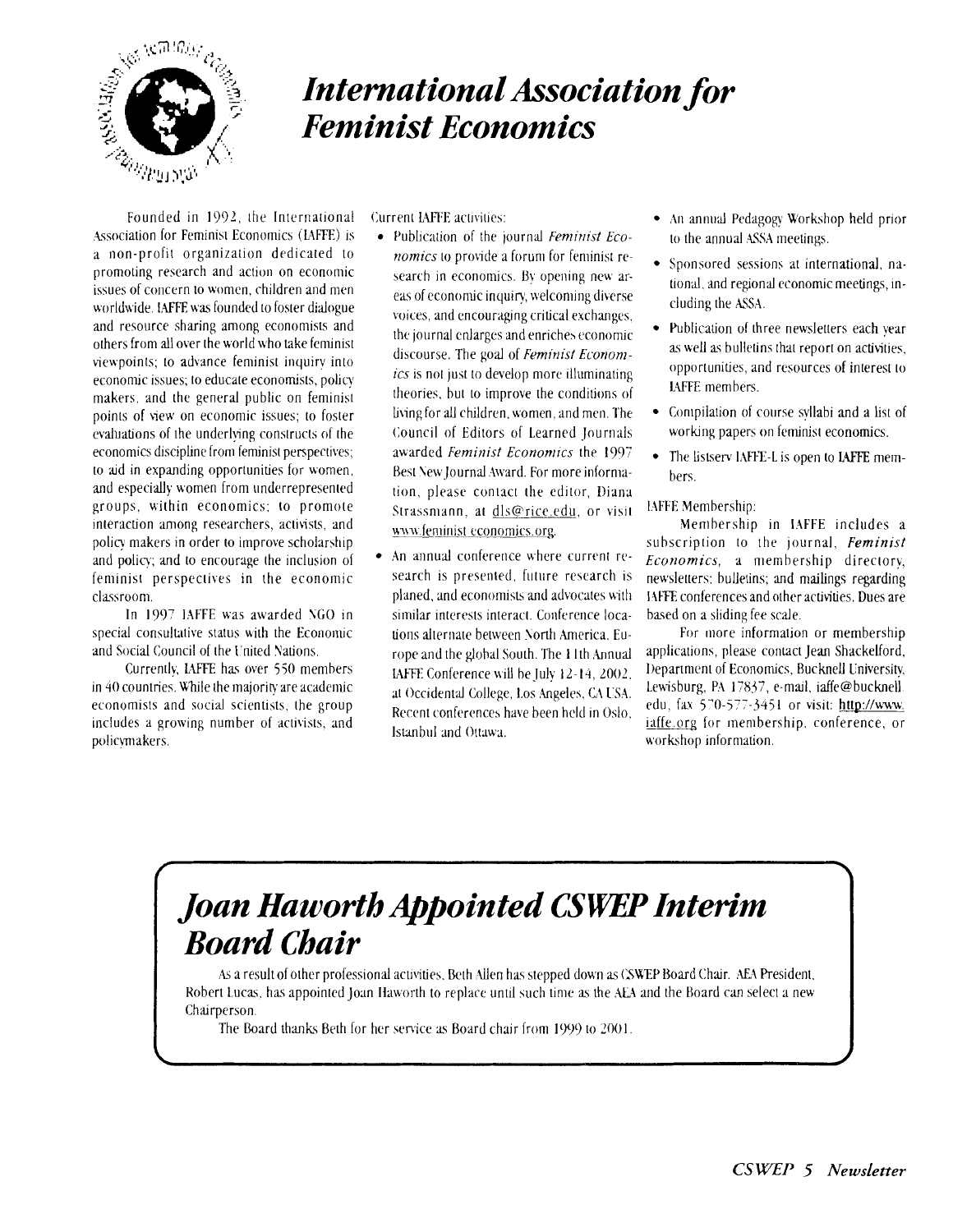# International Association for Feminist Economics

Founded in 1992, the International Association for Feminist Economics (IAFFE) is a non-profit organization dedicated to promoting research and action on economic issues of concern to women, children and men worldwide. IAFFE was founded to foster dialogue and resource sharing among economists and others from all over the world who take feminist viewpoints; to advance feminist inquiry into economic issues; to educate economists, policy makers, and the general public on feminist points of view on economic issues; to foster evaluations of the underlying constructs of the economics discipline from feminist perspectives; to aid in expanding opportunities for women, and especially women from underrepresented groups, within economics; to promote interaction among researchers, activists, and policy makers in order to improve scholarship and policy; and to encourage the inclusion of feminist perspectives in the economic classroom.

In 1997 IAFFE was awarded NGO in special consultative status with the Economic and Social Council of the United Nations.

Currently, IAFFE has over 550 members in 40 countries. While the majority are academic economists and social scientists, the group includes a growing number of activists, and policymakers.

Current IAFFE activities:

- Publication of the journal *Feminist Economics* to provide a forum for feminist research in economics. By opening new areas of economic inquiry, welcoming diverse voices, and encouraging critical exchanges, the journal enlarges and enriches economic discourse. The goal of *Feminist Economics* is not just to develop more illuminating theories, but to improve the conditions of living for all children, women, and men. The Council of Editors of Learned Journals awarded *Feminist Economics* the 1997 Best New Journal Award. For more information, please contact the editor, Diana Strassmann, at dls@rice.edu, or visit www.feminist economics.org.
- An annual conference where current research is presented, future research is planed, and economists and advocates with similar interests interact. Conference locations alternate between North America, Europe and the global South. The 11th Annual IAFFE Conference will be July 12-14, 2002, at Occidental College, Los Angeles, CA USA. Recent conferences have been held in Oslo, Istanbul and Ottawa.
- An annual Pedagogy Workshop held prior to the annual ASSA meetings.
- Sponsored sessions at international, national, and regional economic meetings, including the ASSA.
- Publication of three newsletters each year as well as bulletins that report on activities, opportunities, and resources of interest to IAFFE members.
- Compilation of course syllabi and a list of working papers on feminist economics.
- The listserv IAFFE-L is open to IAFFE members.

IAFFE Membership:

Membership in IAFFE includes a subscription to the journal, *Feminist Economics,* a membership directory, newsletters; bulletins; and mailings regarding IAFFE conferences and other activities. Dues are based on a sliding fee scale.

For more information or membership applications, please contact Jean Shackelford, Department of Economics, Bucknell University, Lewisburg, PA 17837, e-mail, iaffe@bucknell.edu, fax 570-577-3451 or visit: http://www.iaffe.org for membership, conference, or workshop information.

# Joan Haworth Appointed CSWEP Interim Board Chair

As a result of other professional activities, Beth Allen has stepped down as CSWEP Board Chair. AEA President, Robert Lucas, has appointed Joan Haworth to replace until such time as the AEA and the Board can select a new Chairperson.

The Board thanks Beth for her service as Board chair from 1999 to 2001.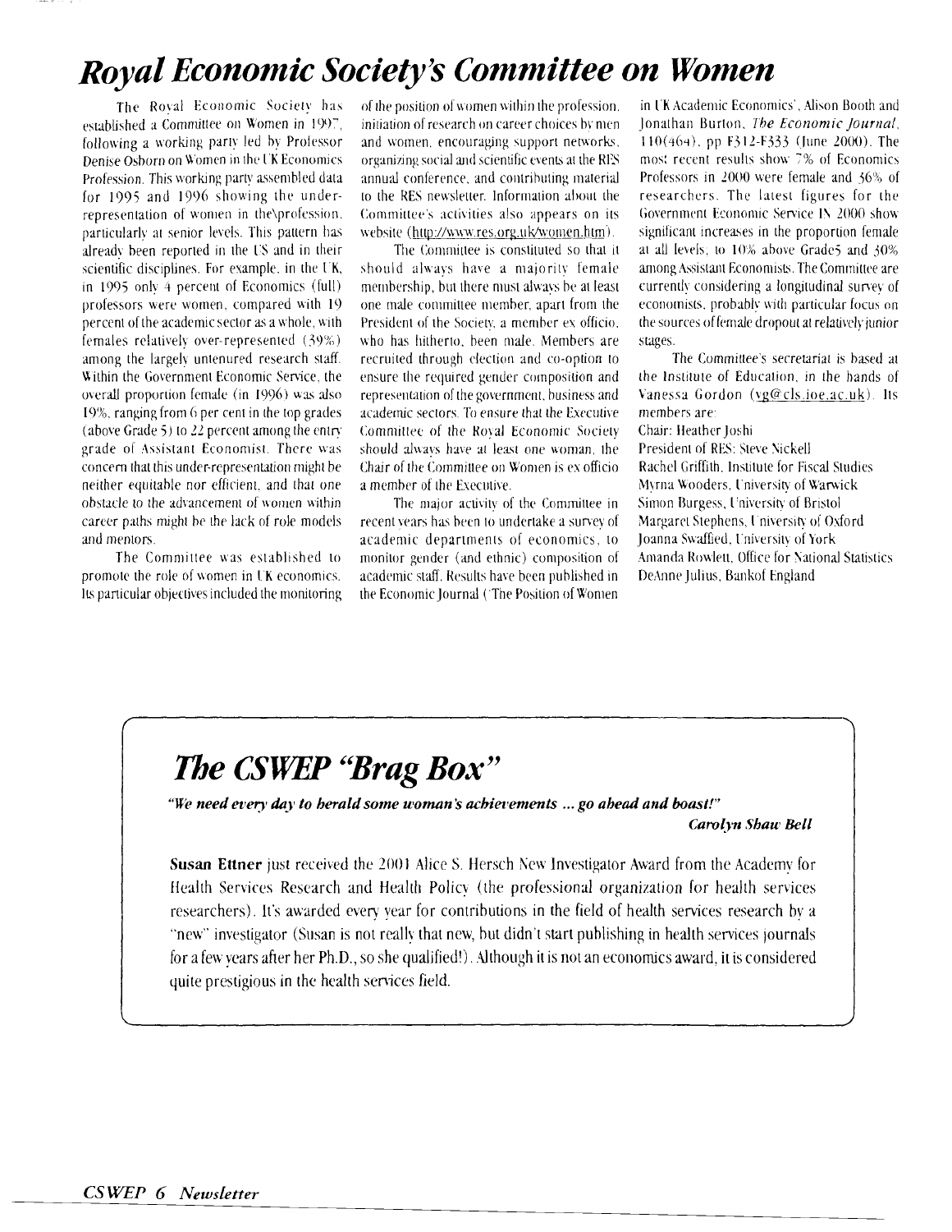# Royal Economic Society's Committee on Women

The Royal Economic Society has established a Committee on Women in 1997, following a working party led by Professor Denise Osborn on Women in the UK Economics Profession. This working party assembled data for 1995 and 1996 showing the under-representation of women in the profession, particularly at senior levels. This pattern has already been reported in the US and in their scientific disciplines. For example, in the UK, in 1995 only 4 percent of Economics (full) professors were women, compared with 19 percent of the academic sector as a whole, with females relatively over-represented (39%) among the largely untenured research staff. Within the Government Economic Service, the overall proportion female (in 1996) was also 19%, ranging from 6 per cent in the top grades (above Grade 5) to 22 percent among the entry grade of Assistant Economist. There was concern that this under-representation might be neither equitable nor efficient, and that one obstacle to the advancement of women within career paths might be the lack of role models and mentors.

The Committee was established to promote the role of women in UK economics. Its particular objectives included the monitoring of the position of women within the profession, initiation of research on career choices by men and women, encouraging support networks, organizing social and scientific events at the RES annual conference, and contributing material to the RES newsletter. Information about the Committee's activities also appears on its website (http://www.res.org.uk/women.htm).

The Committee is constituted so that it should always have a majority female membership, but there must always be at least one male committee member, apart from the President of the Society, a member ex officio, who has hitherto, been male. Members are recruited through election and co-option to ensure the required gender composition and representation of the government, business and academic sectors. To ensure that the Executive Committee of the Royal Economic Society should always have at least one woman, the Chair of the Committee on Women is ex officio a member of the Executive.

The major activity of the Committee in recent years has been to undertake a survey of academic departments of economics, to monitor gender (and ethnic) composition of academic staff. Results have been published in the Economic Journal ('The Position of Women in UK Academic Economics', Alison Booth and Jonathan Burton, *The Economic Journal*, 110(464), pp F312-F333 (June 2000). The most recent results show 7% of Economics Professors in 2000 were female and 36% of researchers. The latest figures for the Government Economic Service IN 2000 show significant increases in the proportion female at all levels, to 10% above Grade5 and 30% among Assistant Economists. The Committee are currently considering a longitudinal survey of economists, probably with particular focus on the sources of female dropout at relatively junior stages.

The Committee's secretariat is based at the Institute of Education, in the hands of Vanessa Gordon (vg@cls.ioe.ac.uk). Its members are:

Chair: Heather Joshi
President of RES: Steve Nickell
Rachel Griffith, Institute for Fiscal Studies
Myrna Wooders, University of Warwick
Simon Burgess, University of Bristol
Margaret Stephens, University of Oxford
Joanna Swaffied, University of York
Amanda Rowlett, Office for National Statistics
DeAnne Julius, Bankof England

# The CSWEP "Brag Box"

***"We need every day to herald some woman's achievements ... go ahead and boast!"***
***Carolyn Shaw Bell***

**Susan Ettner** just received the 2001 Alice S. Hersch New Investigator Award from the Academy for Health Services Research and Health Policy (the professional organization for health services researchers). It's awarded every year for contributions in the field of health services research by a "new" investigator (Susan is not really that new, but didn't start publishing in health services journals for a few years after her Ph.D., so she qualified!). Although it is not an economics award, it is considered quite prestigious in the health services field.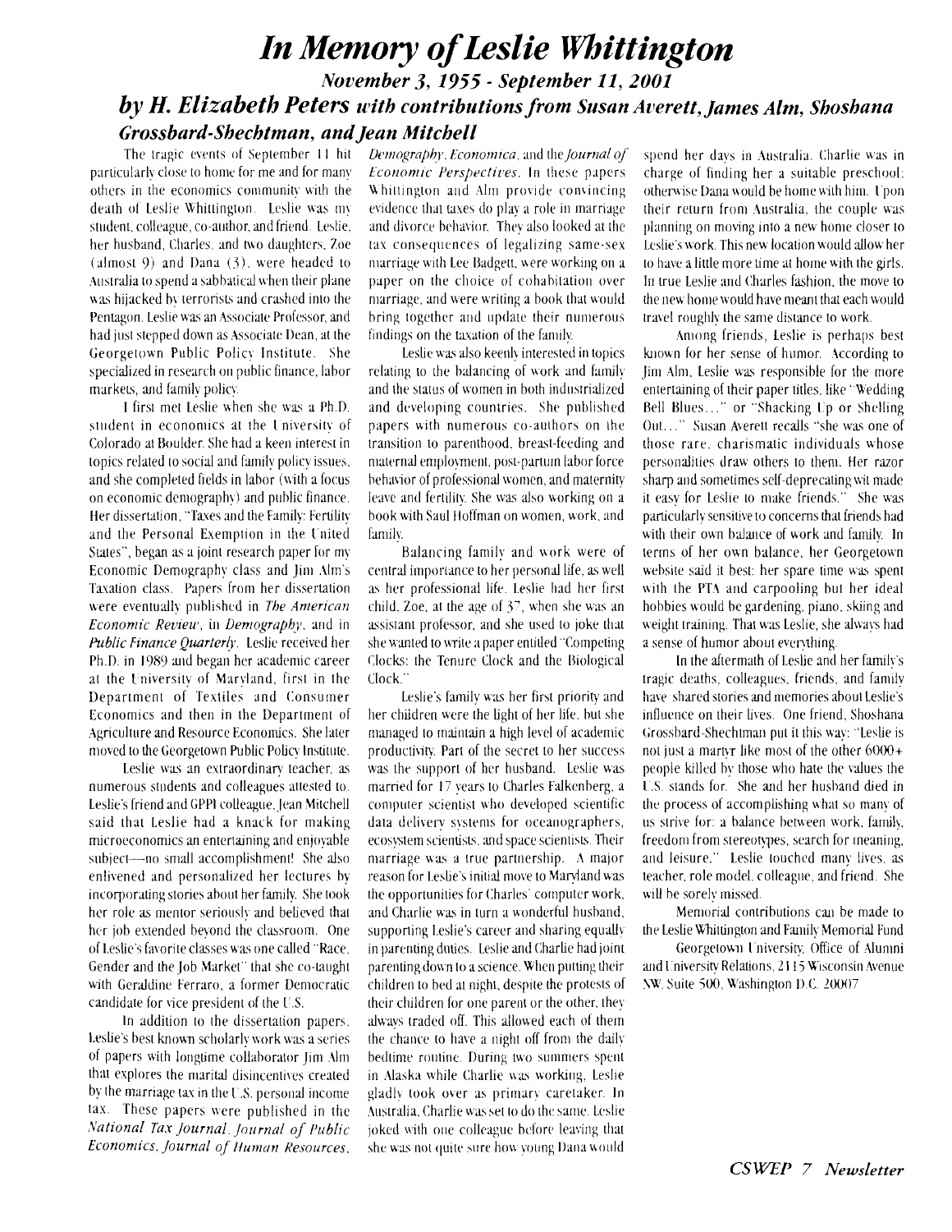# *In Memory of Leslie Whittington*

## *November 3, 1955 - September 11, 2001*

## *by H. Elizabeth Peters with contributions from Susan Averett, James Alm, Shoshana Grossbard-Shechtman, and Jean Mitchell*

The tragic events of September 11 hit particularly close to home for me and for many others in the economics community with the death of Leslie Whittington. Leslie was my student, colleague, co-author, and friend. Leslie, her husband, Charles, and two daughters, Zoe (almost 9) and Dana (3), were headed to Australia to spend a sabbatical when their plane was hijacked by terrorists and crashed into the Pentagon. Leslie was an Associate Professor, and had just stepped down as Associate Dean, at the Georgetown Public Policy Institute. She specialized in research on public finance, labor markets, and family policy.

I first met Leslie when she was a Ph.D. student in economics at the University of Colorado at Boulder. She had a keen interest in topics related to social and family policy issues, and she completed fields in labor (with a focus on economic demography) and public finance. Her dissertation, "Taxes and the Family: Fertility and the Personal Exemption in the United States", began as a joint research paper for my Economic Demography class and Jim Alm's Taxation class. Papers from her dissertation were eventually published in *The American Economic Review*, in *Demography*, and in *Public Finance Quarterly*. Leslie received her Ph.D. in 1989 and began her academic career at the University of Maryland, first in the Department of Textiles and Consumer Economics and then in the Department of Agriculture and Resource Economics. She later moved to the Georgetown Public Policy Institute.

Leslie was an extraordinary teacher, as numerous students and colleagues attested to. Leslie's friend and GPPI colleague, Jean Mitchell said that Leslie had a knack for making microeconomics an entertaining and enjoyable subject—no small accomplishment! She also enlivened and personalized her lectures by incorporating stories about her family. She took her role as mentor seriously and believed that her job extended beyond the classroom. One of Leslie's favorite classes was one called "Race, Gender and the Job Market" that she co-taught with Geraldine Ferraro, a former Democratic candidate for vice president of the U.S.

In addition to the dissertation papers, Leslie's best known scholarly work was a series of papers with longtime collaborator Jim Alm that explores the marital disincentives created by the marriage tax in the U.S. personal income tax. These papers were published in the *National Tax Journal*, *Journal of Public Economics*, *Journal of Human Resources*, *Demography*, *Economica*, and the *Journal of Economic Perspectives*. In these papers Whittington and Alm provide convincing evidence that taxes do play a role in marriage and divorce behavior. They also looked at the tax consequences of legalizing same-sex marriage with Lee Badgett, were working on a paper on the choice of cohabitation over marriage, and were writing a book that would bring together and update their numerous findings on the taxation of the family.

Leslie was also keenly interested in topics relating to the balancing of work and family and the status of women in both industrialized and developing countries. She published papers with numerous co-authors on the transition to parenthood, breast-feeding and maternal employment, post-partum labor force behavior of professional women, and maternity leave and fertility. She was also working on a book with Saul Hoffman on women, work, and family.

Balancing family and work were of central importance to her personal life, as well as her professional life. Leslie had her first child, Zoe, at the age of 37, when she was an assistant professor, and she used to joke that she wanted to write a paper entitled "Competing Clocks: the Tenure Clock and the Biological Clock."

Leslie's family was her first priority and her children were the light of her life, but she managed to maintain a high level of academic productivity. Part of the secret to her success was the support of her husband. Leslie was married for 17 years to Charles Falkenberg, a computer scientist who developed scientific data delivery systems for oceanographers, ecosystem scientists, and space scientists. Their marriage was a true partnership. A major reason for Leslie's initial move to Maryland was the opportunities for Charles' computer work, and Charlie was in turn a wonderful husband, supporting Leslie's career and sharing equally in parenting duties. Leslie and Charlie had joint parenting down to a science. When putting their children to bed at night, despite the protests of their children for one parent or the other, they always traded off. This allowed each of them the chance to have a night off from the daily bedtime routine. During two summers spent in Alaska while Charlie was working, Leslie gladly took over as primary caretaker. In Australia, Charlie was set to do the same. Leslie joked with one colleague before leaving that she was not quite sure how young Dana would spend her days in Australia. Charlie was in charge of finding her a suitable preschool; otherwise Dana would be home with him. Upon their return from Australia, the couple was planning on moving into a new home closer to Leslie's work. This new location would allow her to have a little more time at home with the girls. In true Leslie and Charles fashion, the move to the new home would have meant that each would travel roughly the same distance to work.

Among friends, Leslie is perhaps best known for her sense of humor. According to Jim Alm, Leslie was responsible for the more entertaining of their paper titles, like "Wedding Bell Blues..." or "Shacking Up or Shelling Out..." Susan Averett recalls "she was one of those rare, charismatic individuals whose personalities draw others to them. Her razor sharp and sometimes self-deprecating wit made it easy for Leslie to make friends." She was particularly sensitive to concerns that friends had with their own balance of work and family. In terms of her own balance, her Georgetown website said it best: her spare time was spent with the PTA and carpooling but her ideal hobbies would be gardening, piano, skiing and weight training. That was Leslie, she always had a sense of humor about everything.

In the aftermath of Leslie and her family's tragic deaths, colleagues, friends, and family have shared stories and memories about Leslie's influence on their lives. One friend, Shoshana Grossbard-Shechtman put it this way: "Leslie is not just a martyr like most of the other 6000+ people killed by those who hate the values the U.S. stands for. She and her husband died in the process of accomplishing what so many of us strive for: a balance between work, family, freedom from stereotypes, search for meaning, and leisure." Leslie touched many lives, as teacher, role model, colleague, and friend. She will be sorely missed.

Memorial contributions can be made to the Leslie Whittington and Family Memorial Fund

Georgetown University, Office of Alumni and University Relations, 2115 Wisconsin Avenue NW, Suite 500, Washington D.C. 20007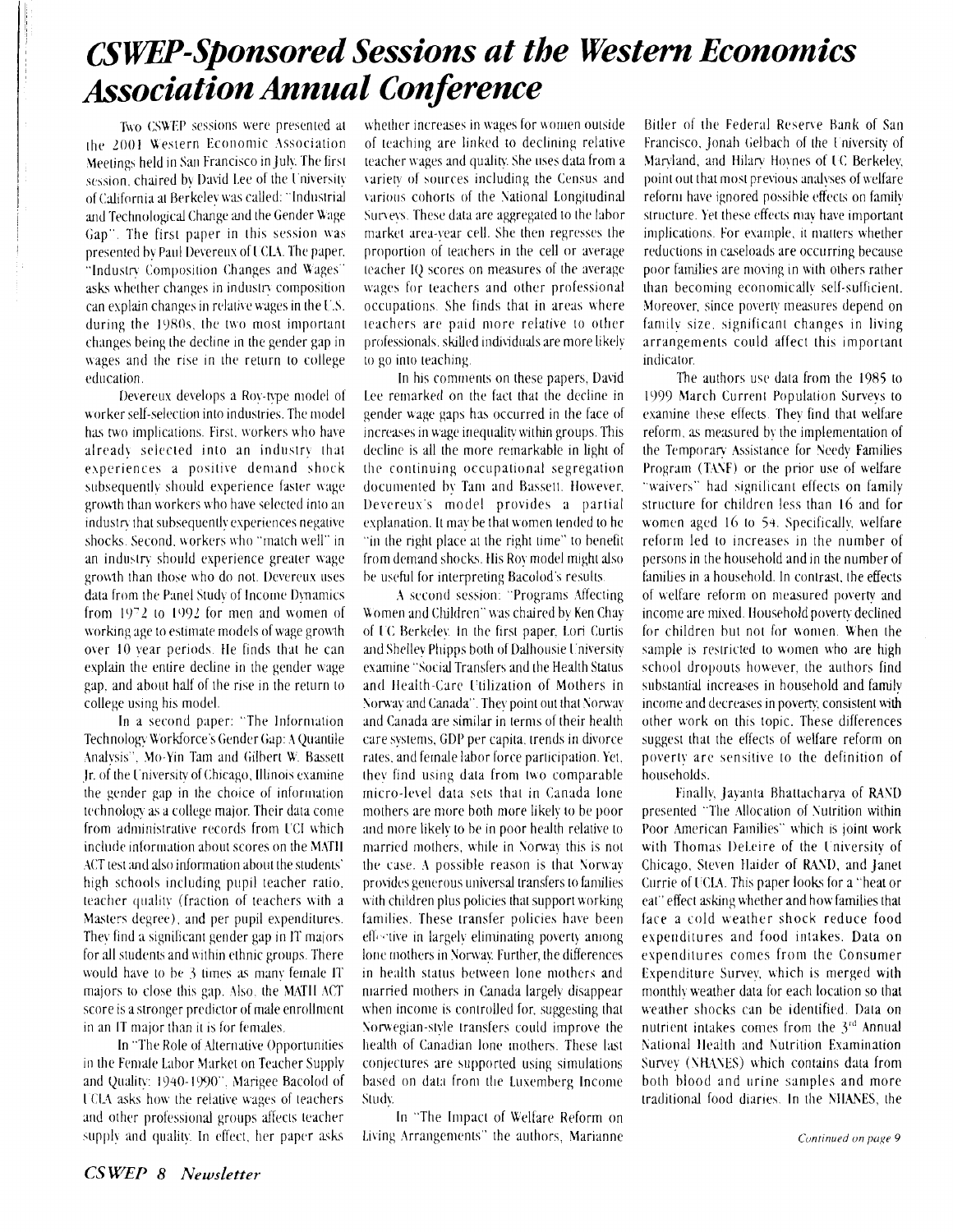# *CSWEP-Sponsored Sessions at the Western Economics Association Annual Conference*

Two CSWEP sessions were presented at the 2001 Western Economic Association Meetings held in San Francisco in July. The first session, chaired by David Lee of the University of California at Berkeley was called: "Industrial and Technological Change and the Gender Wage Gap". The first paper in this session was presented by Paul Devereux of UCLA. The paper, "Industry Composition Changes and Wages" asks whether changes in industry composition can explain changes in relative wages in the U.S. during the 1980s, the two most important changes being the decline in the gender gap in wages and the rise in the return to college education.

Devereux develops a Roy-type model of worker self-selection into industries. The model has two implications. First, workers who have already selected into an industry that experiences a positive demand shock subsequently should experience faster wage growth than workers who have selected into an industry that subsequently experiences negative shocks. Second, workers who "match well" in an industry should experience greater wage growth than those who do not. Devereux uses data from the Panel Study of Income Dynamics from 1972 to 1992 for men and women of working age to estimate models of wage growth over 10 year periods. He finds that he can explain the entire decline in the gender wage gap, and about half of the rise in the return to college using his model.

In a second paper: "The Information Technology Workforce's Gender Gap: A Quantile Analysis", Mo-Yin Tam and Gilbert W. Bassett Jr. of the University of Chicago, Illinois examine the gender gap in the choice of information technology as a college major. Their data come from administrative records from UCI which include information about scores on the MATH ACT test and also information about the students' high schools including pupil teacher ratio, teacher quality (fraction of teachers with a Masters degree), and per pupil expenditures. They find a significant gender gap in IT majors for all students and within ethnic groups. There would have to be 3 times as many female IT majors to close this gap. Also, the MATH ACT score is a stronger predictor of male enrollment in an IT major than it is for females.

In "The Role of Alternative Opportunities in the Female Labor Market on Teacher Supply and Quality: 1940-1990", Marigee Bacolod of UCLA asks how the relative wages of teachers and other professional groups affects teacher supply and quality. In effect, her paper asks whether increases in wages for women outside of teaching are linked to declining relative teacher wages and quality. She uses data from a variety of sources including the Census and various cohorts of the National Longitudinal Surveys. These data are aggregated to the labor market area-year cell. She then regresses the proportion of teachers in the cell or average teacher IQ scores on measures of the average wages for teachers and other professional occupations. She finds that in areas where teachers are paid more relative to other professionals, skilled individuals are more likely to go into teaching.

In his comments on these papers, David Lee remarked on the fact that the decline in gender wage gaps has occurred in the face of increases in wage inequality within groups. This decline is all the more remarkable in light of the continuing occupational segregation documented by Tam and Bassett. However, Devereux's model provides a partial explanation. It may be that women tended to be "in the right place at the right time" to benefit from demand shocks. His Roy model might also be useful for interpreting Bacolod's results.

A second session: "Programs Affecting Women and Children" was chaired by Ken Chay of UC Berkeley. In the first paper, Lori Curtis and Shelley Phipps both of Dalhousie University examine "Social Transfers and the Health Status and Health-Care Utilization of Mothers in Norway and Canada". They point out that Norway and Canada are similar in terms of their health care systems, GDP per capita, trends in divorce rates, and female labor force participation. Yet, they find using data from two comparable micro-level data sets that in Canada lone mothers are more both more likely to be poor and more likely to be in poor health relative to married mothers, while in Norway this is not the case. A possible reason is that Norway provides generous universal transfers to families with children plus policies that support working families. These transfer policies have been effective in largely eliminating poverty among lone mothers in Norway. Further, the differences in health status between lone mothers and married mothers in Canada largely disappear when income is controlled for, suggesting that Norwegian-style transfers could improve the health of Canadian lone mothers. These last conjectures are supported using simulations based on data from the Luxemberg Income Study.

In "The Impact of Welfare Reform on Living Arrangements" the authors, Marianne Bitler of the Federal Reserve Bank of San Francisco, Jonah Gelbach of the University of Maryland, and Hilary Hoynes of UC Berkeley, point out that most previous analyses of welfare reform have ignored possible effects on family structure. Yet these effects may have important implications. For example, it matters whether reductions in caseloads are occurring because poor families are moving in with others rather than becoming economically self-sufficient. Moreover, since poverty measures depend on family size, significant changes in living arrangements could affect this important indicator.

The authors use data from the 1985 to 1999 March Current Population Surveys to examine these effects. They find that welfare reform, as measured by the implementation of the Temporary Assistance for Needy Families Program (TANF) or the prior use of welfare "waivers" had significant effects on family structure for children less than 16 and for women aged 16 to 54. Specifically, welfare reform led to increases in the number of persons in the household and in the number of families in a household. In contrast, the effects of welfare reform on measured poverty and income are mixed. Household poverty declined for children but not for women. When the sample is restricted to women who are high school dropouts however, the authors find substantial increases in household and family income and decreases in poverty, consistent with other work on this topic. These differences suggest that the effects of welfare reform on poverty are sensitive to the definition of households.

Finally, Jayanta Bhattacharya of RAND presented "The Allocation of Nutrition within Poor American Families" which is joint work with Thomas DeLeire of the University of Chicago, Steven Haider of RAND, and Janet Currie of UCLA. This paper looks for a "heat or eat" effect asking whether and how families that face a cold weather shock reduce food expenditures and food intakes. Data on expenditures comes from the Consumer Expenditure Survey, which is merged with monthly weather data for each location so that weather shocks can be identified. Data on nutrient intakes comes from the 3rd Annual National Health and Nutrition Examination Survey (NHANES) which contains data from both blood and urine samples and more traditional food diaries. In the NHANES, the

*Continued on page 9*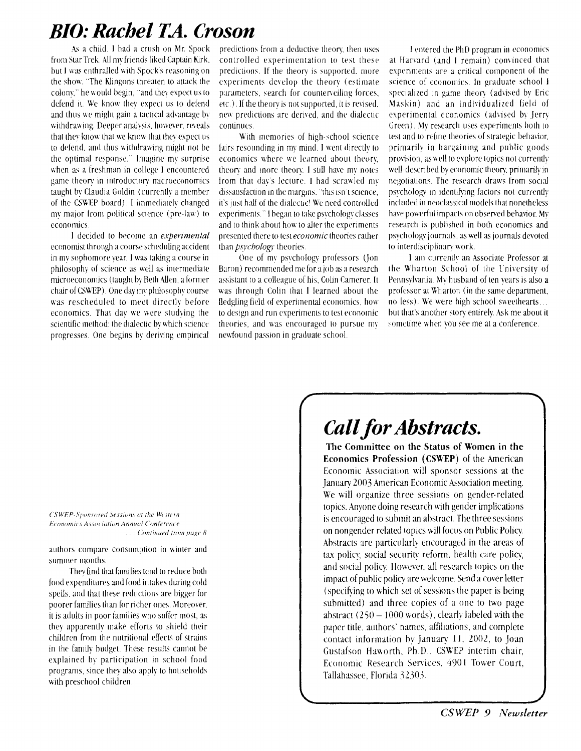# *BIO: Rachel T.A. Croson*

As a child, I had a crush on Mr. Spock from Star Trek. All my friends liked Captain Kirk, but I was enthralled with Spock's reasoning on the show. "The Klingons threaten to attack the colony," he would begin, "and they expect us to defend it. We know they expect us to defend and thus we might gain a tactical advantage by withdrawing. Deeper analysis, however, reveals that they know that we know that they expect us to defend, and thus withdrawing might not be the optimal response." Imagine my surprise when as a freshman in college I encountered game theory in introductory microeconomics taught by Claudia Goldin (currently a member of the CSWEP board). I immediately changed my major from political science (pre-law) to economics.

I decided to become an *experimental* economist through a course scheduling accident in my sophomore year. I was taking a course in philosophy of science as well as intermediate microeconomics (taught by Beth Allen, a former chair of CSWEP). One day my philosophy course was rescheduled to meet directly before economics. That day we were studying the scientific method: the dialectic by which science progresses. One begins by deriving empirical predictions from a deductive theory, then uses controlled experimentation to test these predictions. If the theory is supported, more experiments develop the theory (estimate parameters, search for countervailing forces, etc.). If the theory is not supported, it is revised, new predictions are derived, and the dialectic continues.

With memories of high-school science fairs resounding in my mind, I went directly to economics where we learned about theory, theory and more theory. I still have my notes from that day's lecture. I had scrawled my dissatisfaction in the margins, "this isn't science, it's just half of the dialectic! We need controlled experiments." I began to take psychology classes and to think about how to alter the experiments presented there to test *economic* theories rather than *psychology* theories.

One of my psychology professors (Jon Baron) recommended me for a job as a research assistant to a colleague of his, Colin Camerer. It was through Colin that I learned about the fledgling field of experimental economics, how to design and run experiments to test economic theories, and was encouraged to pursue my newfound passion in graduate school.

I entered the PhD program in economics at Harvard (and I remain) convinced that experiments are a critical component of the science of economics. In graduate school I specialized in game theory (advised by Eric Maskin) and an individualized field of experimental economics (advised by Jerry Green). My research uses experiments both to test and to refine theories of strategic behavior, primarily in bargaining and public goods provision, as well to explore topics not currently well-described by economic theory, primarily in negotiations. The research draws from social psychology in identifying factors not currently included in neoclassical models that nonetheless have powerful impacts on observed behavior. My research is published in both economics and psychology journals, as well as journals devoted to interdisciplinary work.

I am currently an Associate Professor at the Wharton School of the University of Pennsylvania. My husband of ten years is also a professor at Wharton (in the same department, no less). We were high school sweethearts... but that's another story entirely. Ask me about it sometime when you see me at a conference.

*CSWEP-Sponsored Sessions at the Western Economics Association Annual Conference ... Continued from page 8*

authors compare consumption in winter and summer months.

They find that families tend to reduce both food expenditures and food intakes during cold spells, and that these reductions are bigger for poorer families than for richer ones. Moreover, it is adults in poor families who suffer most, as they apparently make efforts to shield their children from the nutritional effects of strains in the family budget. These results cannot be explained by participation in school food programs, since they also apply to households with preschool children.

## *Call for Abstracts.*

**The Committee on the Status of Women in the Economics Profession (CSWEP)** of the American Economic Association will sponsor sessions at the January 2003 American Economic Association meeting. We will organize three sessions on gender-related topics. Anyone doing research with gender implications is encouraged to submit an abstract. The three sessions on nongender related topics will focus on Public Policy. Abstracts are particularly encouraged in the areas of tax policy, social security reform, health care policy, and social policy. However, all research topics on the impact of public policy are welcome. Send a cover letter (specifying to which set of sessions the paper is being submitted) and three copies of a one to two page abstract (250 – 1000 words), clearly labeled with the paper title, authors' names, affiliations, and complete contact information by January 11, 2002, to Joan Gustafson Haworth, Ph.D., CSWEP interim chair, Economic Research Services, 4901 Tower Court, Tallahassee, Florida 32303.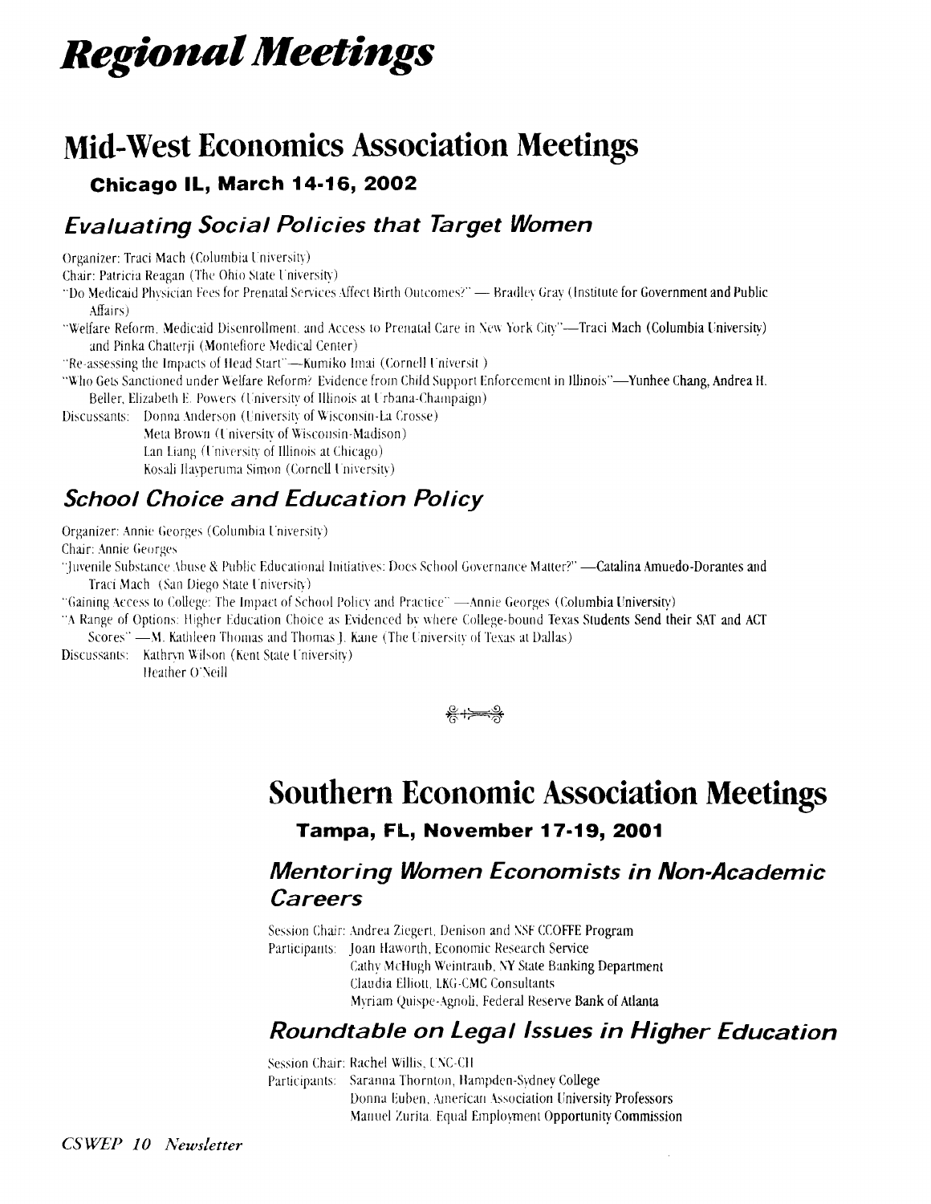# Regional Meetings

## Mid-West Economics Association Meetings

**Chicago IL, March 14-16, 2002**

### Evaluating Social Policies that Target Women

Organizer: Traci Mach (Columbia University)

Chair: Patricia Reagan (The Ohio State University)

"Do Medicaid Physician Fees for Prenatal Services Affect Birth Outcomes?" — Bradley Gray (Institute for Government and Public Affairs)

"Welfare Reform, Medicaid Disenrollment, and Access to Prenatal Care in New York City"—Traci Mach (Columbia University) and Pinka Chatterji (Montefiore Medical Center)

"Re-assessing the Impacts of Head Start"—Kumiko Imai (Cornell Universit )

"Who Gets Sanctioned under Welfare Reform? Evidence from Child Support Enforcement in Illinois"—Yunhee Chang, Andrea H. Beller, Elizabeth E. Powers (University of Illinois at Urbana-Champaign)

Discussants: Donna Anderson (University of Wisconsin-La Crosse)
Meta Brown (University of Wisconsin-Madison)
Lan Liang (University of Illinois at Chicago)
Kosali Ilayperuma Simon (Cornell University)

### School Choice and Education Policy

Organizer: Annie Georges (Columbia University)

Chair: Annie Georges

"Juvenile Substance Abuse & Public Educational Initiatives: Does School Governance Matter?" —Catalina Amuedo-Dorantes and Traci Mach (San Diego State University)

"Gaining Access to College: The Impact of School Policy and Practice" —Annie Georges (Columbia University)

"A Range of Options: Higher Education Choice as Evidenced by where College-bound Texas Students Send their SAT and ACT Scores" —M. Kathleen Thomas and Thomas J. Kane (The University of Texas at Dallas)

Discussants: Kathryn Wilson (Kent State University)
Heather O'Neill

## Southern Economic Association Meetings

**Tampa, FL, November 17-19, 2001**

### Mentoring Women Economists in Non-Academic Careers

Session Chair: Andrea Ziegert, Denison and NSF CCOFFE Program

Participants: Joan Haworth, Economic Research Service
Cathy McHugh Weintraub, NY State Banking Department
Claudia Elliott, LKG-CMC Consultants
Myriam Quispe-Agnoli, Federal Reserve Bank of Atlanta

### Roundtable on Legal Issues in Higher Education

Session Chair: Rachel Willis, UNC-CH

Participants: Saranna Thornton, Hampden-Sydney College
Donna Euben, American Association University Professors
Manuel Zurita, Equal Employment Opportunity Commission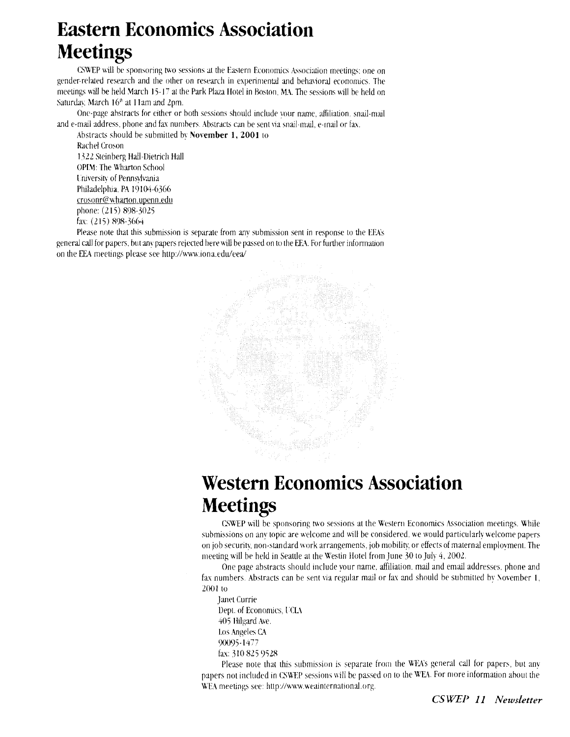# Eastern Economics Association Meetings

CSWEP will be sponsoring two sessions at the Eastern Economics Association meetings: one on gender-related research and the other on research in experimental and behavioral economics. The meetings will be held March 15-17 at the Park Plaza Hotel in Boston, MA. The sessions will be held on Saturday, March 16th at 11am and 2pm.

One-page abstracts for either or both sessions should include your name, affiliation, snail-mail and e-mail address, phone and fax numbers. Abstracts can be sent via snail-mail, e-mail or fax.

Abstracts should be submitted by **November 1, 2001** to

Rachel Croson
1322 Steinberg Hall-Dietrich Hall
OPIM: The Wharton School
University of Pennsylvania
Philadelphia, PA 19104-6366
crosonr@wharton.upenn.edu
phone: (215) 898-3025
fax: (215) 898-3664

Please note that this submission is separate from any submission sent in response to the EEA's general call for papers, but any papers rejected here will be passed on to the EEA. For further information on the EEA meetings please see http://www.iona.edu/eea/

# Western Economics Association Meetings

CSWEP will be sponsoring two sessions at the Western Economics Association meetings. While submissions on any topic are welcome and will be considered, we would particularly welcome papers on job security, non-standard work arrangements, job mobility, or effects of maternal employment. The meeting will be held in Seattle at the Westin Hotel from June 30 to July 4, 2002.

One page abstracts should include your name, affiliation, mail and email addresses, phone and fax numbers. Abstracts can be sent via regular mail or fax and should be submitted by November 1, 2001 to

Janet Currie
Dept. of Economics, UCLA
405 Hilgard Ave.
Los Angeles CA
90095-1477
fax: 310 825 9528

Please note that this submission is separate from the WEA's general call for papers, but any papers not included in CSWEP sessions will be passed on to the WEA. For more information about the WEA meetings see: http://www.weainternational.org.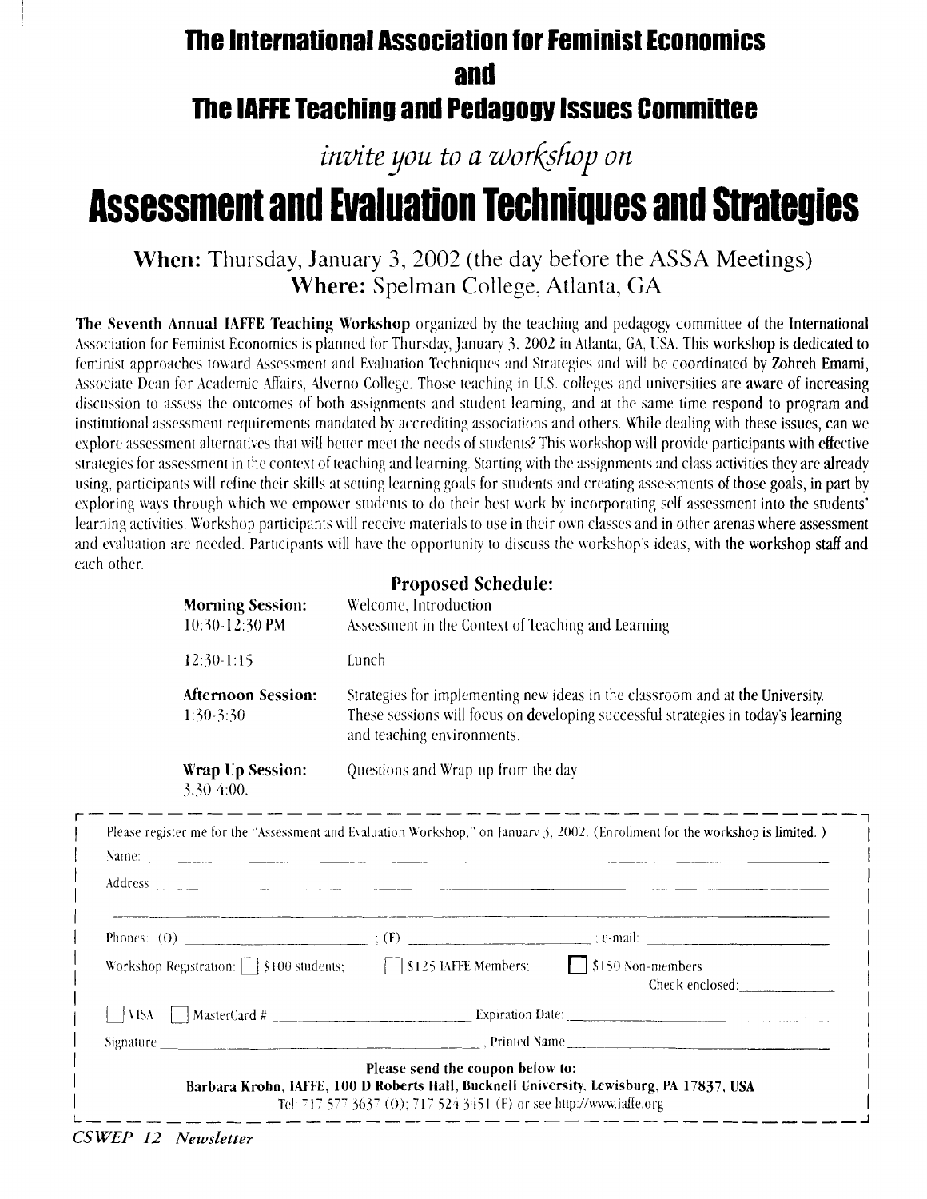# The International Association for Feminist Economics

# and

# The IAFFE Teaching and Pedagogy Issues Committee

*invite you to a workshop on*

# Assessment and Evaluation Techniques and Strategies

**When:** Thursday, January 3, 2002 (the day before the ASSA Meetings)
**Where:** Spelman College, Atlanta, GA

**The Seventh Annual IAFFE Teaching Workshop** organized by the teaching and pedagogy committee of the International Association for Feminist Economics is planned for Thursday, January 3, 2002 in Atlanta, GA, USA. This workshop is dedicated to feminist approaches toward Assessment and Evaluation Techniques and Strategies and will be coordinated by **Zohreh Emami**, Associate Dean for Academic Affairs, Alverno College. Those teaching in U.S. colleges and universities are aware of increasing discussion to assess the outcomes of both assignments and student learning, and at the same time respond to program and institutional assessment requirements mandated by accrediting associations and others. While dealing with these issues, can we explore assessment alternatives that will better meet the needs of students? This workshop will provide participants with effective strategies for assessment in the context of teaching and learning. Starting with the assignments and class activities they are already using, participants will refine their skills at setting learning goals for students and creating assessments of those goals, in part by exploring ways through which we empower students to do their best work by incorporating self assessment into the students' learning activities. Workshop participants will receive materials to use in their own classes and in other arenas where assessment and evaluation are needed. Participants will have the opportunity to discuss the workshop's ideas, with the workshop staff and each other.

## Proposed Schedule:

| | |
|---|---|
| **Morning Session:** 10:30-12:30 PM | Welcome, Introduction<br>Assessment in the Context of Teaching and Learning |
| 12:30-1:15 | Lunch |
| **Afternoon Session:** 1:30-3:30 | Strategies for implementing new ideas in the classroom and at the University. These sessions will focus on developing successful strategies in today's learning and teaching environments. |
| **Wrap Up Session:** 3:30-4:00. | Questions and Wrap-up from the day |

---

Please register me for the "Assessment and Evaluation Workshop," on January 3, 2002. (Enrollment for the workshop is limited.)

Name: ______________________________

Address ______________________________

______________________________

Phones: (O) ______________ ; (F) ______________ ; e-mail: ______________

Workshop Registration: ☐ $100 students; ☐ $125 IAFFE Members; ☐ $150 Non-members
Check enclosed: ______________

☐ VISA ☐ MasterCard # ______________ Expiration Date: ______________

Signature ______________ , Printed Name ______________

**Please send the coupon below to:**
**Barbara Krohn, IAFFE, 100 D Roberts Hall, Bucknell University, Lewisburg, PA 17837, USA**
Tel: 717 577 3637 (O); 717 524 3451 (F) or see http://www.iaffe.org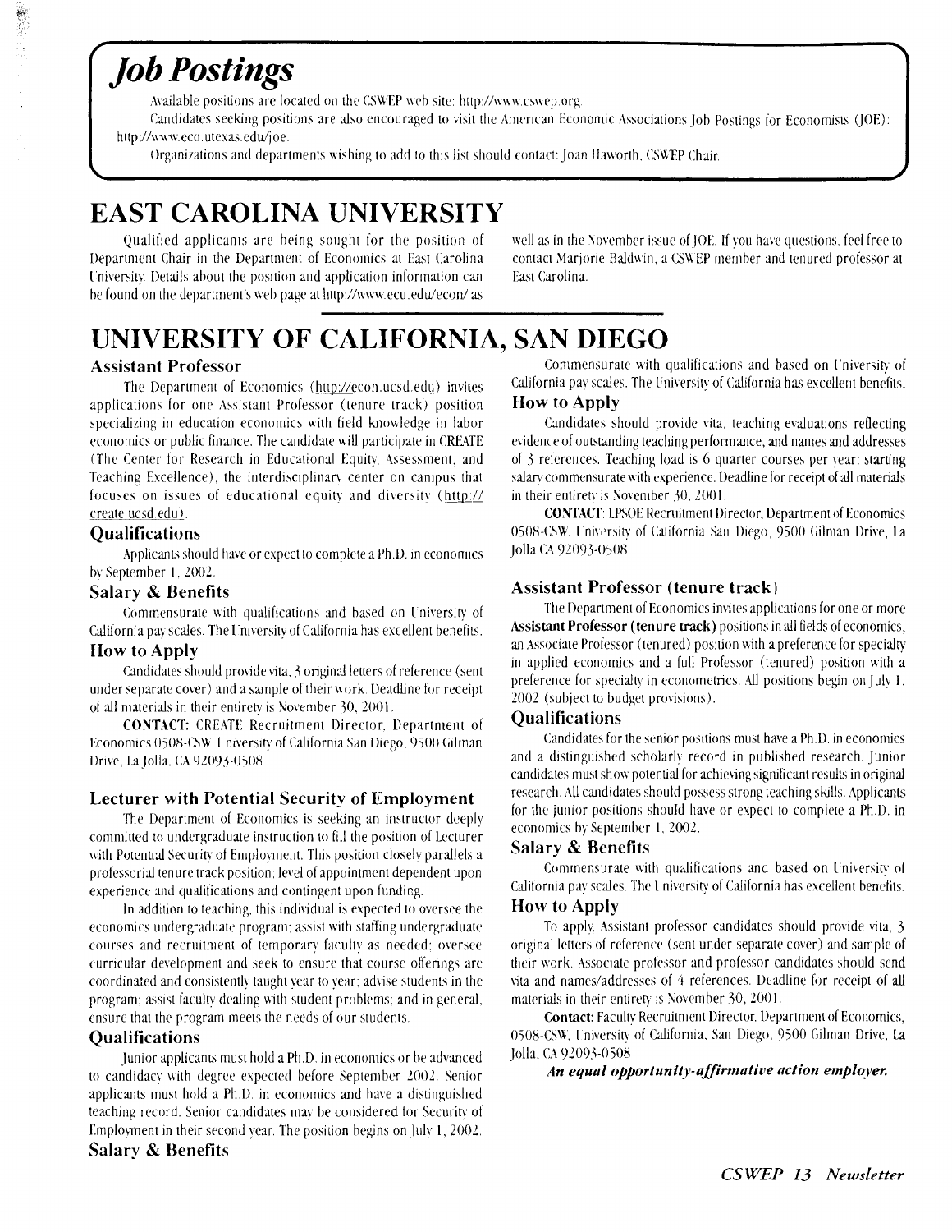# *Job Postings*

Available positions are located on the CSWEP web site: http://www.cswep.org.

Candidates seeking positions are also encouraged to visit the American Economic Associations Job Postings for Economists (JOE): http://www.eco.utexas.edu/joe.

Organizations and departments wishing to add to this list should contact: Joan Haworth, CSWEP Chair.

# EAST CAROLINA UNIVERSITY

Qualified applicants are being sought for the position of Department Chair in the Department of Economics at East Carolina University. Details about the position and application information can be found on the department's web page at http://www.ecu.edu/econ/ as well as in the November issue of JOE. If you have questions, feel free to contact Marjorie Baldwin, a CSWEP member and tenured professor at East Carolina.

# UNIVERSITY OF CALIFORNIA, SAN DIEGO

### Assistant Professor

The Department of Economics (http://econ.ucsd.edu) invites applications for one Assistant Professor (tenure track) position specializing in education economics with field knowledge in labor economics or public finance. The candidate will participate in CREATE (The Center for Research in Educational Equity, Assessment, and Teaching Excellence), the interdisciplinary center on campus that focuses on issues of educational equity and diversity (http://create.ucsd.edu).

### Qualifications

Applicants should have or expect to complete a Ph.D. in economics by September 1, 2002.

### Salary & Benefits

Commensurate with qualifications and based on University of California pay scales. The University of California has excellent benefits.

### How to Apply

Candidates should provide vita, 3 original letters of reference (sent under separate cover) and a sample of their work. Deadline for receipt of all materials in their entirety is November 30, 2001.

**CONTACT:** CREATE Recruitment Director, Department of Economics 0508-CSW, University of California San Diego, 9500 Gilman Drive, La Jolla, CA 92093-0508

### Lecturer with Potential Security of Employment

The Department of Economics is seeking an instructor deeply committed to undergraduate instruction to fill the position of Lecturer with Potential Security of Employment. This position closely parallels a professorial tenure track position; level of appointment dependent upon experience and qualifications and contingent upon funding.

In addition to teaching, this individual is expected to oversee the economics undergraduate program; assist with staffing undergraduate courses and recruitment of temporary faculty as needed; oversee curricular development and seek to ensure that course offerings are coordinated and consistently taught year to year; advise students in the program; assist faculty dealing with student problems; and in general, ensure that the program meets the needs of our students.

### Qualifications

Junior applicants must hold a Ph.D. in economics or be advanced to candidacy with degree expected before September 2002. Senior applicants must hold a Ph.D. in economics and have a distinguished teaching record. Senior candidates may be considered for Security of Employment in their second year. The position begins on July 1, 2002.

### Salary & Benefits

Commensurate with qualifications and based on University of California pay scales. The University of California has excellent benefits.

### How to Apply

Candidates should provide vita, teaching evaluations reflecting evidence of outstanding teaching performance, and names and addresses of 3 references. Teaching load is 6 quarter courses per year; starting salary commensurate with experience. Deadline for receipt of all materials in their entirety is November 30, 2001.

**CONTACT:** LPSOE Recruitment Director, Department of Economics 0508-CSW, University of California San Diego, 9500 Gilman Drive, La Jolla CA 92093-0508.

### Assistant Professor (tenure track)

The Department of Economics invites applications for one or more **Assistant Professor (tenure track)** positions in all fields of economics, an Associate Professor (tenured) position with a preference for specialty in applied economics and a full Professor (tenured) position with a preference for specialty in econometrics. All positions begin on July 1, 2002 (subject to budget provisions).

### Qualifications

Candidates for the senior positions must have a Ph.D. in economics and a distinguished scholarly record in published research. Junior candidates must show potential for achieving significant results in original research. All candidates should possess strong teaching skills. Applicants for the junior positions should have or expect to complete a Ph.D. in economics by September 1, 2002.

### Salary & Benefits

Commensurate with qualifications and based on University of California pay scales. The University of California has excellent benefits.

### How to Apply

To apply, Assistant professor candidates should provide vita, 3 original letters of reference (sent under separate cover) and sample of their work. Associate professor and professor candidates should send vita and names/addresses of 4 references. Deadline for receipt of all materials in their entirety is November 30, 2001.

**Contact:** Faculty Recruitment Director, Department of Economics, 0508-CSW, University of California, San Diego, 9500 Gilman Drive, La Jolla, CA 92093-0508

***An equal opportunity-affirmative action employer.***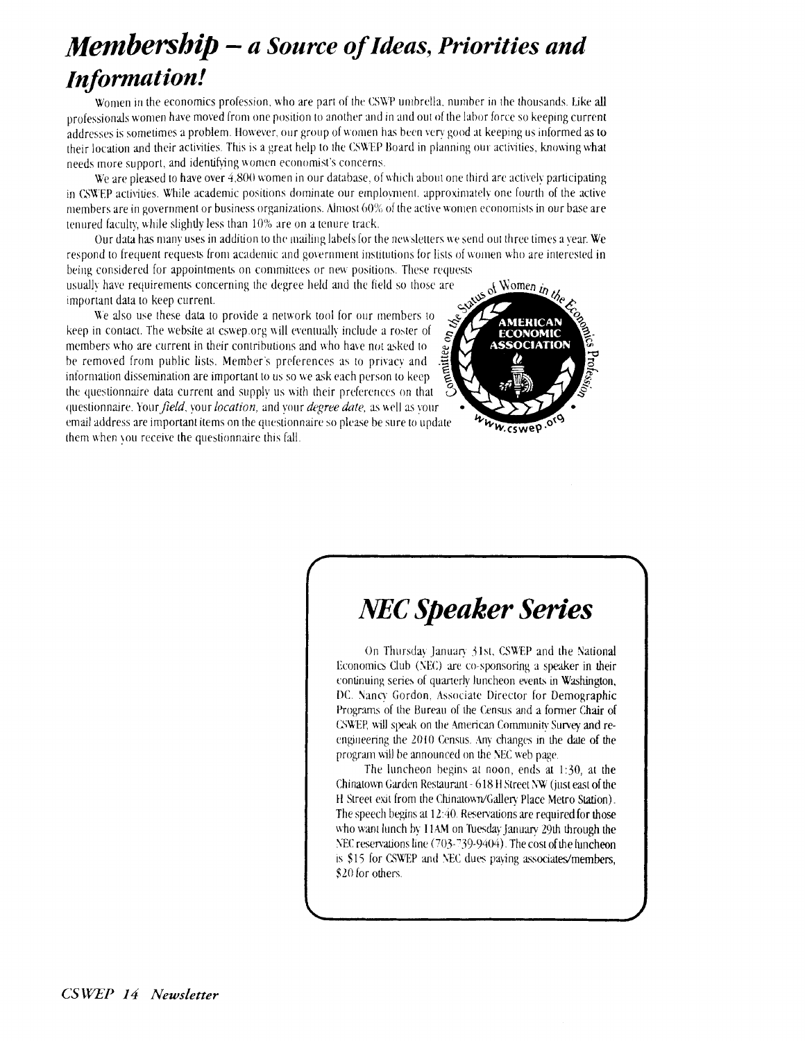# Membership – a Source of Ideas, Priorities and Information!

Women in the economics profession, who are part of the CSWP umbrella, number in the thousands. Like all professionals women have moved from one position to another and in and out of the labor force so keeping current addresses is sometimes a problem. However, our group of women has been very good at keeping us informed as to their location and their activities. This is a great help to the CSWEP Board in planning our activities, knowing what needs more support, and identifying women economist's concerns.

We are pleased to have over 4,800 women in our database, of which about one third are actively participating in CSWEP activities. While academic positions dominate our employment, approximately one fourth of the active members are in government or business organizations. Almost 60% of the active women economists in our base are tenured faculty, while slightly less than 10% are on a tenure track.

Our data has many uses in addition to the mailing labels for the newsletters we send out three times a year. We respond to frequent requests from academic and government institutions for lists of women who are interested in being considered for appointments on committees or new positions. These requests usually have requirements concerning the degree held and the field so those are important data to keep current.

We also use these data to provide a network tool for our members to keep in contact. The website at cswep.org will eventually include a roster of members who are current in their contributions and who have not asked to be removed from public lists. Member's preferences as to privacy and information dissemination are important to us so we ask each person to keep the questionnaire data current and supply us with their preferences on that questionnaire. Your *field*, your *location*, and your *degree date*, as well as your email address are important items on the questionnaire so please be sure to update them when you receive the questionnaire this fall.

## NEC Speaker Series

On Thursday January 31st, CSWEP and the National Economics Club (NEC) are co-sponsoring a speaker in their continuing series of quarterly luncheon events in Washington, DC. Nancy Gordon, Associate Director for Demographic Programs of the Bureau of the Census and a former Chair of CSWEP, will speak on the American Community Survey and re-engineering the 2010 Census. Any changes in the date of the program will be announced on the NEC web page.

The luncheon begins at noon, ends at 1:30, at the Chinatown Garden Restaurant - 618 H Street NW (just east of the H Street exit from the Chinatown/Gallery Place Metro Station). The speech begins at 12:40. Reservations are required for those who want lunch by 11AM on Tuesday January 29th through the NEC reservations line (703-739-9404). The cost of the luncheon is $15 for CSWEP and NEC dues paying associates/members, $20 for others.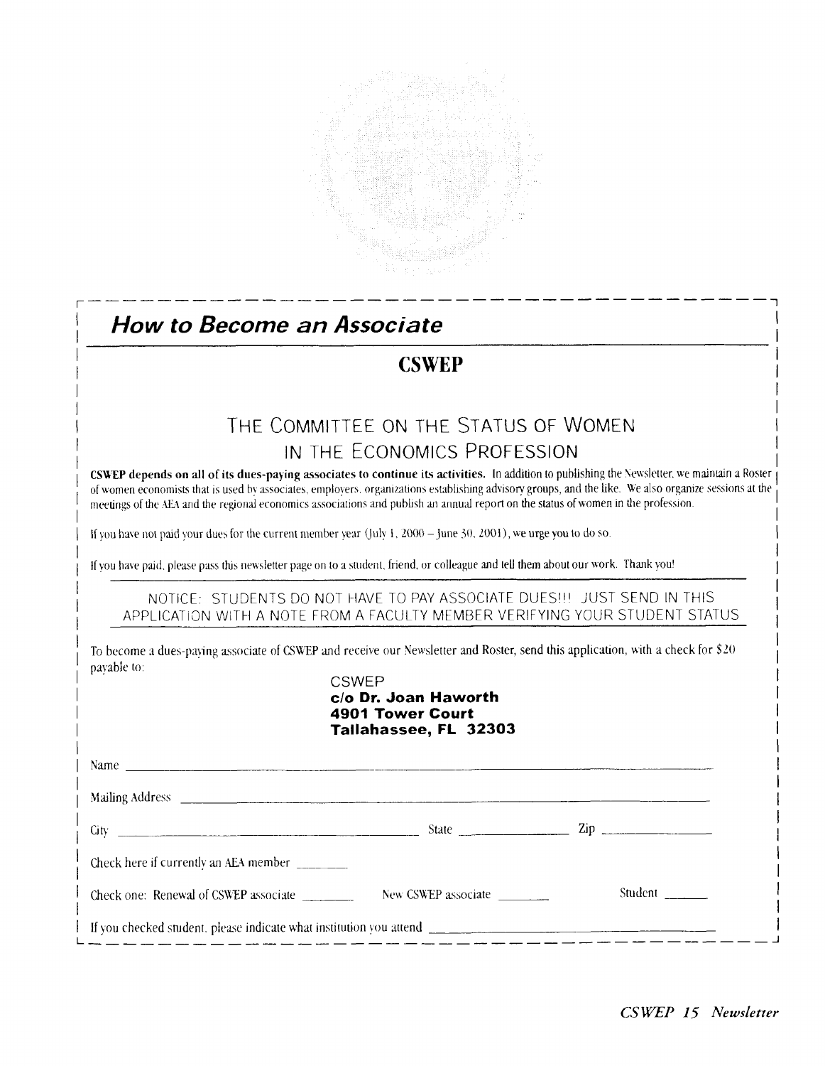## *How to Become an Associate*

# CSWEP

## The Committee on the Status of Women in the Economics Profession

**CSWEP depends on all of its dues-paying associates to continue its activities.** In addition to publishing the Newsletter, we maintain a Roster of women economists that is used by associates, employers, organizations establishing advisory groups, and the like. We also organize sessions at the meetings of the AEA and the regional economics associations and publish an annual report on the status of women in the profession.

If you have not paid your dues for the current member year (July 1, 2000 – June 30, 2001), we urge you to do so.

If you have paid, please pass this newsletter page on to a student, friend, or colleague and tell them about our work. Thank you!

NOTICE: STUDENTS DO NOT HAVE TO PAY ASSOCIATE DUES!!! JUST SEND IN THIS APPLICATION WITH A NOTE FROM A FACULTY MEMBER VERIFYING YOUR STUDENT STATUS

To become a dues-paying associate of CSWEP and receive our Newsletter and Roster, send this application, with a check for $20 payable to:

CSWEP
**c/o Dr. Joan Haworth**
**4901 Tower Court**
**Tallahassee, FL 32303**

Name ______________________________

Mailing Address ______________________________

City ______________________ State ____________ Zip ____________

Check here if currently an AEA member ________

Check one: Renewal of CSWEP associate ________ New CSWEP associate ________ Student ______

If you checked student, please indicate what institution you attend ______________________________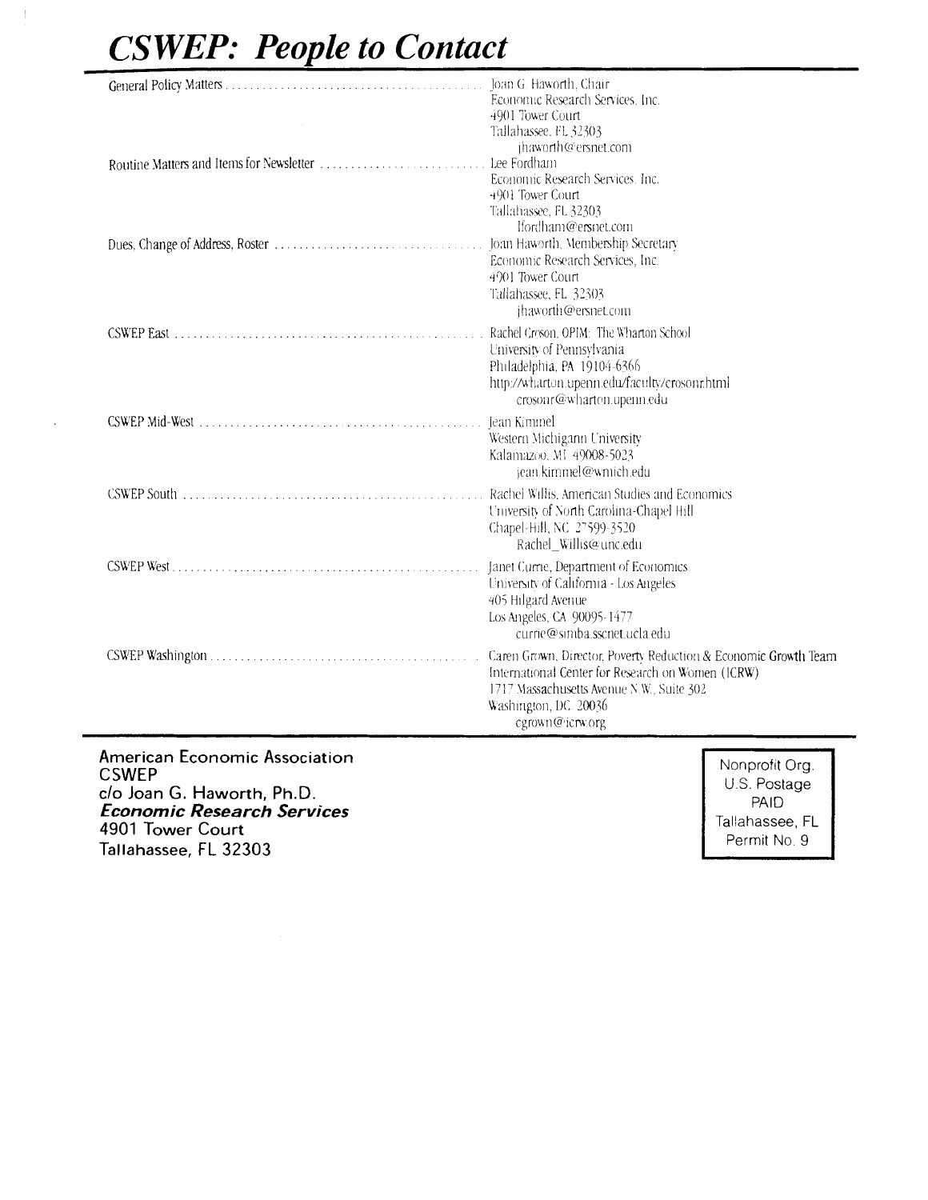# *CSWEP: People to Contact*

| | |
|---|---|
| General Policy Matters | Joan G. Haworth, Chair<br>Economic Research Services, Inc.<br>4901 Tower Court<br>Tallahassee, FL 32303<br>jhaworth@ersnet.com |
| Routine Matters and Items for Newsletter | Lee Fordham<br>Economic Research Services, Inc.<br>4901 Tower Court<br>Tallahassee, FL 32303<br>lfordham@ersnet.com |
| Dues, Change of Address, Roster | Joan Haworth, Membership Secretary<br>Economic Research Services, Inc.<br>4901 Tower Court<br>Tallahassee, FL 32303<br>jhaworth@ersnet.com |
| CSWEP East | Rachel Croson, OPIM: The Wharton School<br>University of Pennsylvania<br>Philadelphia, PA 19104-6366<br>http://wharton.upenn.edu/faculty/crosonr.html<br>crosonr@wharton.upenn.edu |
| CSWEP Mid-West | Jean Kimmel<br>Western Michigann University<br>Kalamazoo, MI 49008-5023<br>jean.kimmel@wmich.edu |
| CSWEP South | Rachel Willis, American Studies and Economics<br>University of North Carolina-Chapel Hill<br>Chapel-Hill, NC 27599-3520<br>Rachel_Willis@unc.edu |
| CSWEP West | Janet Currie, Department of Economics<br>University of California - Los Angeles<br>405 Hilgard Avenue<br>Los Angeles, CA 90095-1477<br>currie@simba.sscnet.ucla.edu |
| CSWEP Washington | Caren Grown, Director, Poverty Reduction & Economic Growth Team<br>International Center for Research on Women (ICRW)<br>1717 Massachusetts Avenue N.W., Suite 302<br>Washington, DC 20036<br>cgrown@icrw.org |

**American Economic Association**
**CSWEP**
**c/o Joan G. Haworth, Ph.D.**
***Economic Research Services***
**4901 Tower Court**
**Tallahassee, FL 32303**

Nonprofit Org.
U.S. Postage
PAID
Tallahassee, FL
Permit No. 9